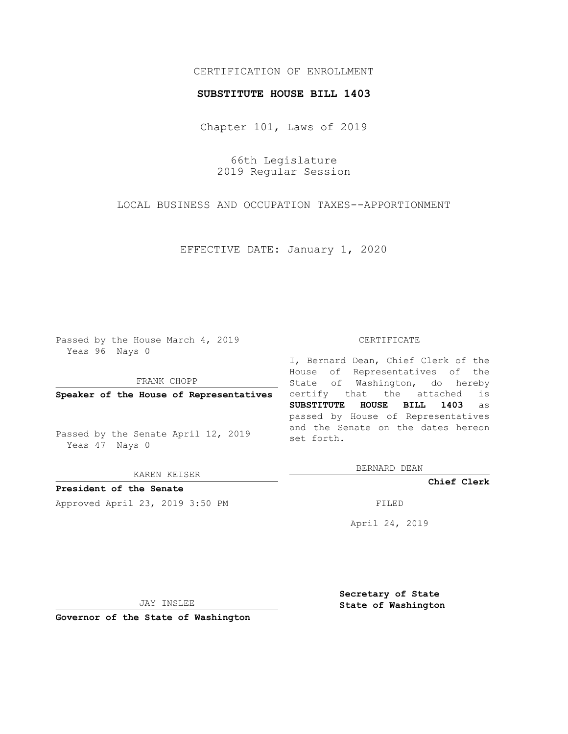CERTIFICATION OF ENROLLMENT

**SUBSTITUTE HOUSE BILL 1403**

Chapter 101, Laws of 2019

66th Legislature
2019 Regular Session

LOCAL BUSINESS AND OCCUPATION TAXES--APPORTIONMENT

EFFECTIVE DATE: January 1, 2020

Passed by the House March 4, 2019
Yeas 96 Nays 0

FRANK CHOPP

**Speaker of the House of Representatives**

Passed by the Senate April 12, 2019
Yeas 47 Nays 0

KAREN KEISER

**President of the Senate**

Approved April 23, 2019 3:50 PM

JAY INSLEE

**Governor of the State of Washington**

CERTIFICATE

I, Bernard Dean, Chief Clerk of the House of Representatives of the State of Washington, do hereby certify that the attached is **SUBSTITUTE HOUSE BILL 1403** as passed by House of Representatives and the Senate on the dates hereon set forth.

BERNARD DEAN

**Chief Clerk**

FILED

April 24, 2019

**Secretary of State**
**State of Washington**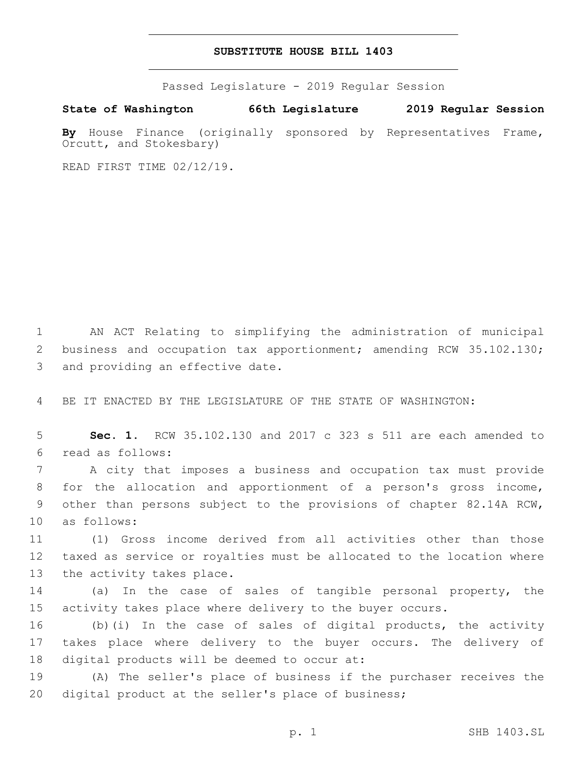# SUBSTITUTE HOUSE BILL 1403

Passed Legislature - 2019 Regular Session

**State of Washington 66th Legislature 2019 Regular Session**

**By** House Finance (originally sponsored by Representatives Frame, Orcutt, and Stokesbary)

READ FIRST TIME 02/12/19.

1 AN ACT Relating to simplifying the administration of municipal
2 business and occupation tax apportionment; amending RCW 35.102.130;
3 and providing an effective date.

4 BE IT ENACTED BY THE LEGISLATURE OF THE STATE OF WASHINGTON:

5 **Sec. 1.** RCW 35.102.130 and 2017 c 323 s 511 are each amended to
6 read as follows:

7 A city that imposes a business and occupation tax must provide
8 for the allocation and apportionment of a person's gross income,
9 other than persons subject to the provisions of chapter 82.14A RCW,
10 as follows:

11 (1) Gross income derived from all activities other than those
12 taxed as service or royalties must be allocated to the location where
13 the activity takes place.

14 (a) In the case of sales of tangible personal property, the
15 activity takes place where delivery to the buyer occurs.

16 (b)(i) In the case of sales of digital products, the activity
17 takes place where delivery to the buyer occurs. The delivery of
18 digital products will be deemed to occur at:

19 (A) The seller's place of business if the purchaser receives the
20 digital product at the seller's place of business;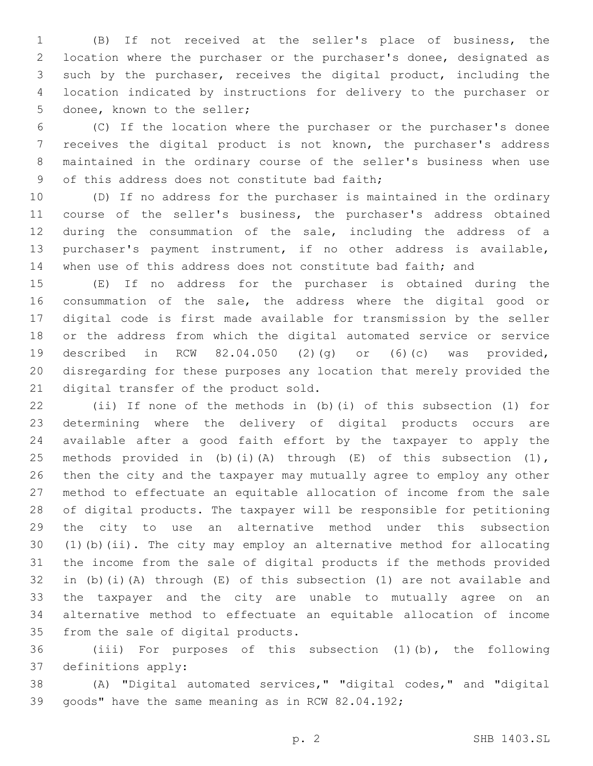(B) If not received at the seller's place of business, the location where the purchaser or the purchaser's donee, designated as such by the purchaser, receives the digital product, including the location indicated by instructions for delivery to the purchaser or donee, known to the seller;

(C) If the location where the purchaser or the purchaser's donee receives the digital product is not known, the purchaser's address maintained in the ordinary course of the seller's business when use of this address does not constitute bad faith;

(D) If no address for the purchaser is maintained in the ordinary course of the seller's business, the purchaser's address obtained during the consummation of the sale, including the address of a purchaser's payment instrument, if no other address is available, when use of this address does not constitute bad faith; and

(E) If no address for the purchaser is obtained during the consummation of the sale, the address where the digital good or digital code is first made available for transmission by the seller or the address from which the digital automated service or service described in RCW 82.04.050 (2)(g) or (6)(c) was provided, disregarding for these purposes any location that merely provided the digital transfer of the product sold.

(ii) If none of the methods in (b)(i) of this subsection (1) for determining where the delivery of digital products occurs are available after a good faith effort by the taxpayer to apply the methods provided in (b)(i)(A) through (E) of this subsection (1), then the city and the taxpayer may mutually agree to employ any other method to effectuate an equitable allocation of income from the sale of digital products. The taxpayer will be responsible for petitioning the city to use an alternative method under this subsection (1)(b)(ii). The city may employ an alternative method for allocating the income from the sale of digital products if the methods provided in (b)(i)(A) through (E) of this subsection (1) are not available and the taxpayer and the city are unable to mutually agree on an alternative method to effectuate an equitable allocation of income from the sale of digital products.

(iii) For purposes of this subsection (1)(b), the following definitions apply:

(A) "Digital automated services," "digital codes," and "digital goods" have the same meaning as in RCW 82.04.192;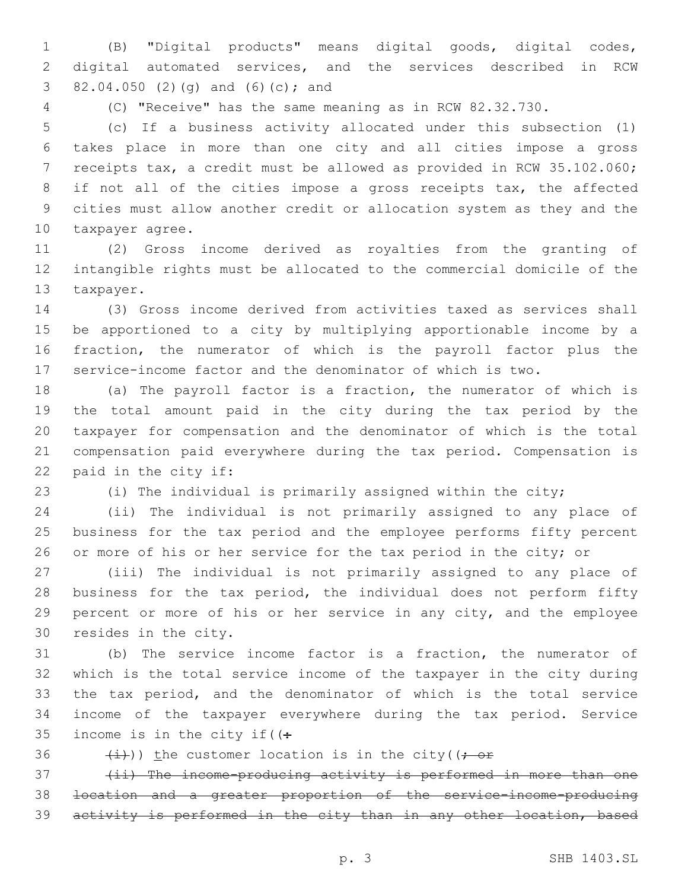(B) "Digital products" means digital goods, digital codes, digital automated services, and the services described in RCW 82.04.050 (2)(g) and (6)(c); and

(C) "Receive" has the same meaning as in RCW 82.32.730.

(c) If a business activity allocated under this subsection (1) takes place in more than one city and all cities impose a gross receipts tax, a credit must be allowed as provided in RCW 35.102.060; if not all of the cities impose a gross receipts tax, the affected cities must allow another credit or allocation system as they and the taxpayer agree.

(2) Gross income derived as royalties from the granting of intangible rights must be allocated to the commercial domicile of the taxpayer.

(3) Gross income derived from activities taxed as services shall be apportioned to a city by multiplying apportionable income by a fraction, the numerator of which is the payroll factor plus the service-income factor and the denominator of which is two.

(a) The payroll factor is a fraction, the numerator of which is the total amount paid in the city during the tax period by the taxpayer for compensation and the denominator of which is the total compensation paid everywhere during the tax period. Compensation is paid in the city if:

(i) The individual is primarily assigned within the city;

(ii) The individual is not primarily assigned to any place of business for the tax period and the employee performs fifty percent or more of his or her service for the tax period in the city; or

(iii) The individual is not primarily assigned to any place of business for the tax period, the individual does not perform fifty percent or more of his or her service in any city, and the employee resides in the city.

(b) The service income factor is a fraction, the numerator of which is the total service income of the taxpayer in the city during the tax period, and the denominator of which is the total service income of the taxpayer everywhere during the tax period. Service income is in the city if((~~:~~

~~(i)~~)) the customer location is in the city((~~; or~~

~~(ii) The income-producing activity is performed in more than one location and a greater proportion of the service-income-producing activity is performed in the city than in any other location, based~~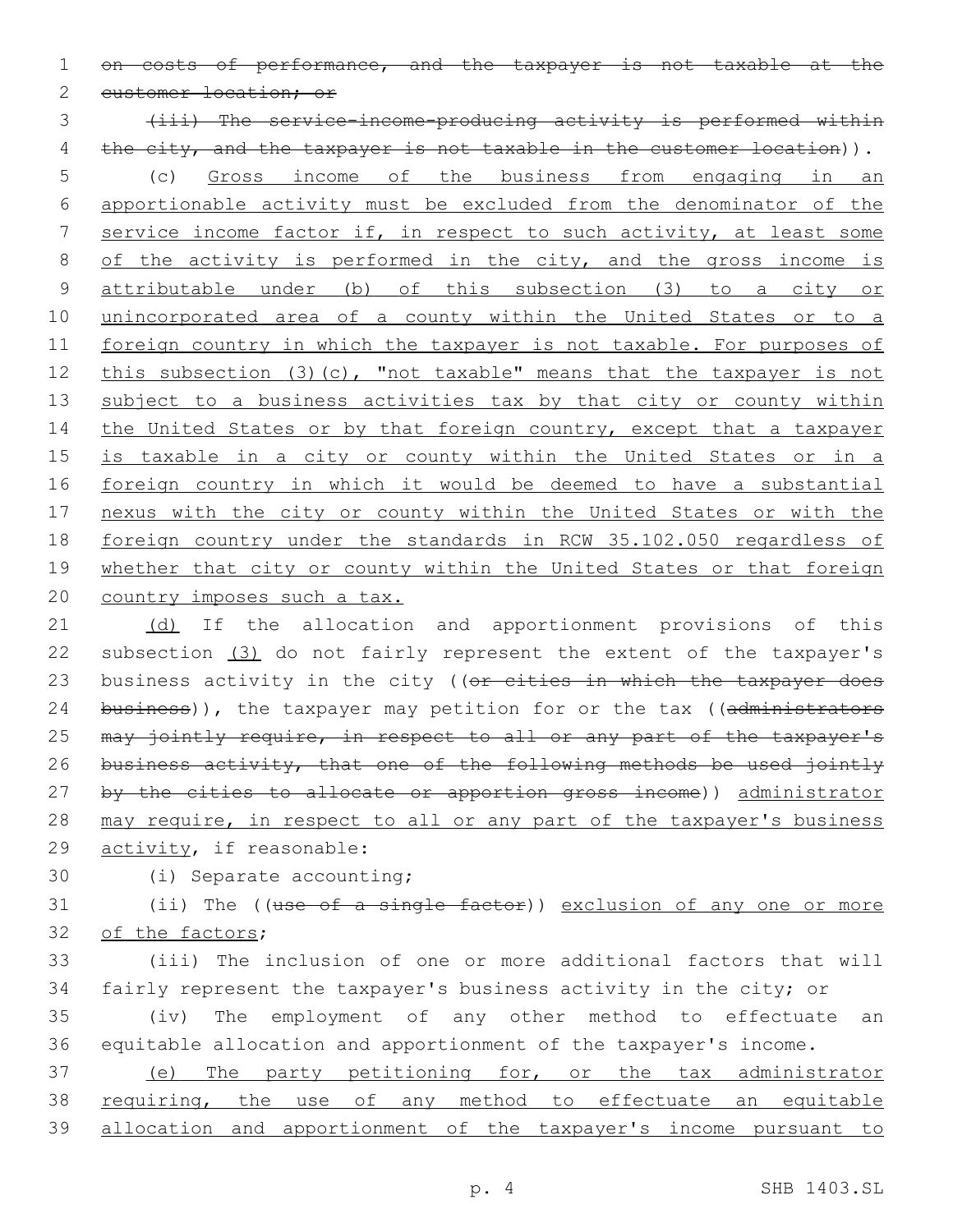~~on costs of performance, and the taxpayer is not taxable at the customer location; or~~

~~(iii) The service-income-producing activity is performed within the city, and the taxpayer is not taxable in the customer location~~)).

(c) <u>Gross income of the business from engaging in an apportionable activity must be excluded from the denominator of the service income factor if, in respect to such activity, at least some of the activity is performed in the city, and the gross income is attributable under (b) of this subsection (3) to a city or unincorporated area of a county within the United States or to a foreign country in which the taxpayer is not taxable. For purposes of this subsection (3)(c), "not taxable" means that the taxpayer is not subject to a business activities tax by that city or county within the United States or by that foreign country, except that a taxpayer is taxable in a city or county within the United States or in a foreign country in which it would be deemed to have a substantial nexus with the city or county within the United States or with the foreign country under the standards in RCW 35.102.050 regardless of whether that city or county within the United States or that foreign country imposes such a tax.</u>

<u>(d)</u> If the allocation and apportionment provisions of this subsection <u>(3)</u> do not fairly represent the extent of the taxpayer's business activity in the city ((~~or cities in which the taxpayer does business~~)), the taxpayer may petition for or the tax ((~~administrators may jointly require, in respect to all or any part of the taxpayer's business activity, that one of the following methods be used jointly by the cities to allocate or apportion gross income~~)) <u>administrator may require, in respect to all or any part of the taxpayer's business activity</u>, if reasonable:

(i) Separate accounting;

(ii) The ((~~use of a single factor~~)) <u>exclusion of any one or more of the factors</u>;

(iii) The inclusion of one or more additional factors that will fairly represent the taxpayer's business activity in the city; or

(iv) The employment of any other method to effectuate an equitable allocation and apportionment of the taxpayer's income.

<u>(e) The party petitioning for, or the tax administrator requiring, the use of any method to effectuate an equitable allocation and apportionment of the taxpayer's income pursuant to</u>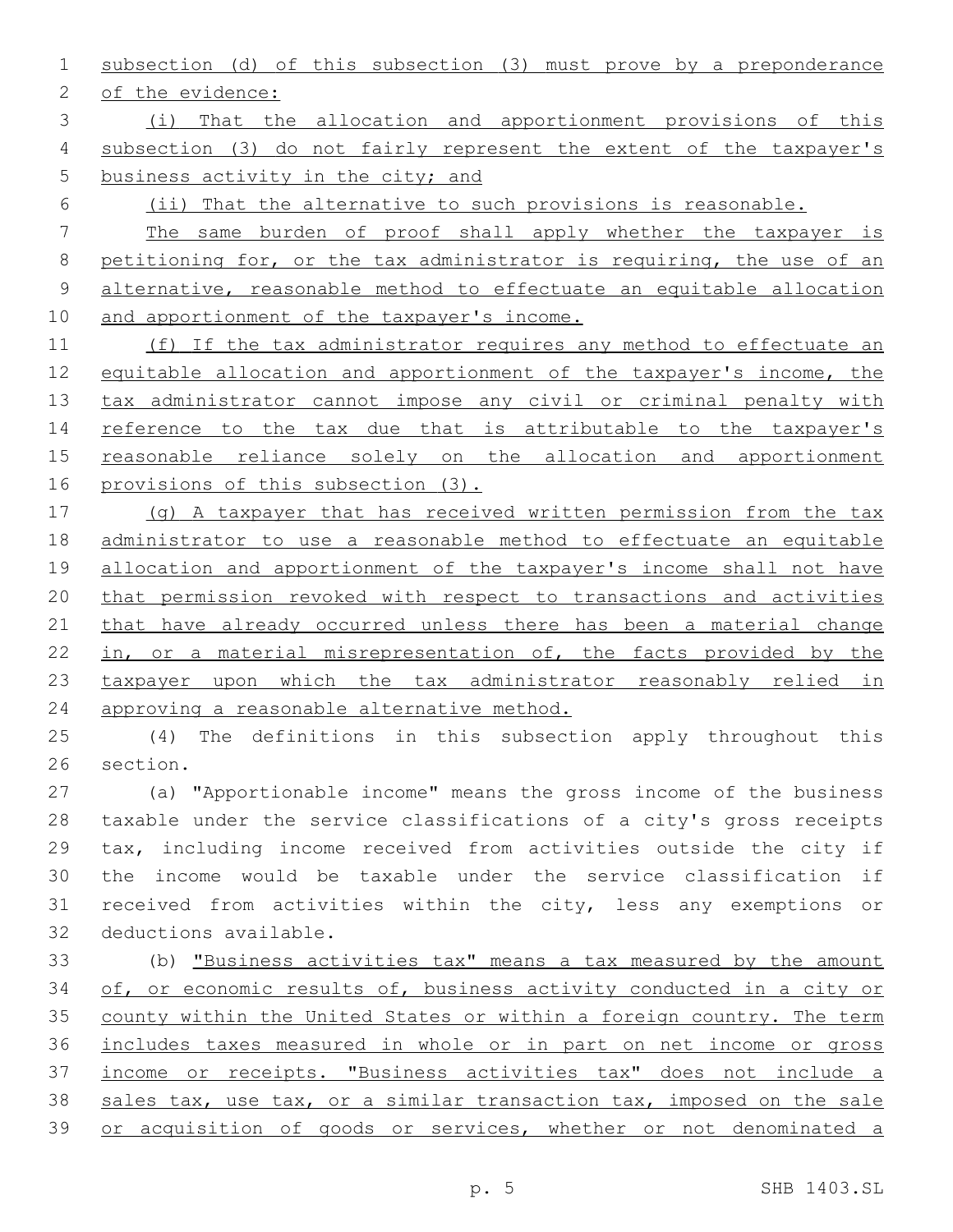subsection (d) of this subsection (3) must prove by a preponderance of the evidence:

(i) That the allocation and apportionment provisions of this subsection (3) do not fairly represent the extent of the taxpayer's business activity in the city; and

(ii) That the alternative to such provisions is reasonable.

The same burden of proof shall apply whether the taxpayer is petitioning for, or the tax administrator is requiring, the use of an alternative, reasonable method to effectuate an equitable allocation and apportionment of the taxpayer's income.

(f) If the tax administrator requires any method to effectuate an equitable allocation and apportionment of the taxpayer's income, the tax administrator cannot impose any civil or criminal penalty with reference to the tax due that is attributable to the taxpayer's reasonable reliance solely on the allocation and apportionment provisions of this subsection (3).

(g) A taxpayer that has received written permission from the tax administrator to use a reasonable method to effectuate an equitable allocation and apportionment of the taxpayer's income shall not have that permission revoked with respect to transactions and activities that have already occurred unless there has been a material change in, or a material misrepresentation of, the facts provided by the taxpayer upon which the tax administrator reasonably relied in approving a reasonable alternative method.

(4) The definitions in this subsection apply throughout this section.

(a) "Apportionable income" means the gross income of the business taxable under the service classifications of a city's gross receipts tax, including income received from activities outside the city if the income would be taxable under the service classification if received from activities within the city, less any exemptions or deductions available.

(b) "Business activities tax" means a tax measured by the amount of, or economic results of, business activity conducted in a city or county within the United States or within a foreign country. The term includes taxes measured in whole or in part on net income or gross income or receipts. "Business activities tax" does not include a sales tax, use tax, or a similar transaction tax, imposed on the sale or acquisition of goods or services, whether or not denominated a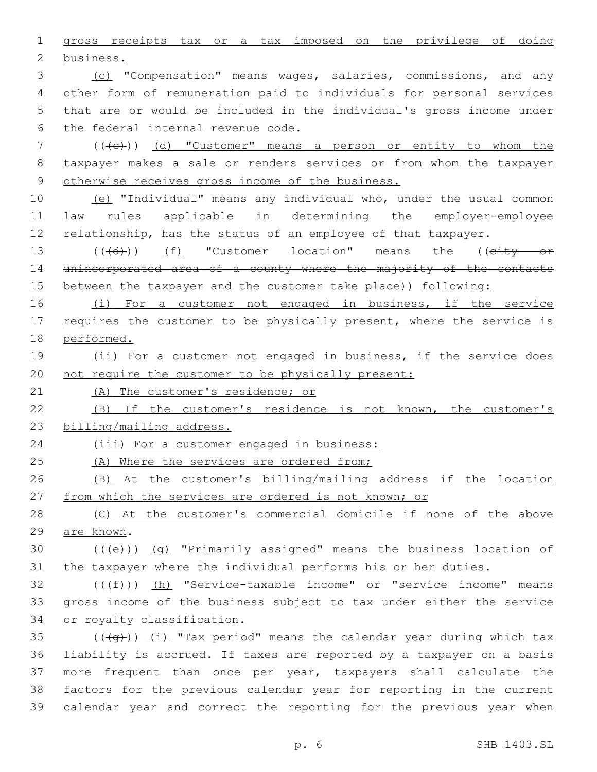gross receipts tax or a tax imposed on the privilege of doing business.

(c) "Compensation" means wages, salaries, commissions, and any other form of remuneration paid to individuals for personal services that are or would be included in the individual's gross income under the federal internal revenue code.

(((c))) (d) "Customer" means a person or entity to whom the taxpayer makes a sale or renders services or from whom the taxpayer otherwise receives gross income of the business.

(e) "Individual" means any individual who, under the usual common law rules applicable in determining the employer-employee relationship, has the status of an employee of that taxpayer.

(((d))) (f) "Customer location" means the ((~~city or unincorporated area of a county where the majority of the contacts between the taxpayer and the customer take place~~)) following:

(i) For a customer not engaged in business, if the service requires the customer to be physically present, where the service is performed.

(ii) For a customer not engaged in business, if the service does not require the customer to be physically present:

(A) The customer's residence; or

(B) If the customer's residence is not known, the customer's billing/mailing address.

(iii) For a customer engaged in business:

(A) Where the services are ordered from;

(B) At the customer's billing/mailing address if the location from which the services are ordered is not known; or

(C) At the customer's commercial domicile if none of the above are known.

(((e))) (g) "Primarily assigned" means the business location of the taxpayer where the individual performs his or her duties.

(((f))) (h) "Service-taxable income" or "service income" means gross income of the business subject to tax under either the service or royalty classification.

(((g))) (i) "Tax period" means the calendar year during which tax liability is accrued. If taxes are reported by a taxpayer on a basis more frequent than once per year, taxpayers shall calculate the factors for the previous calendar year for reporting in the current calendar year and correct the reporting for the previous year when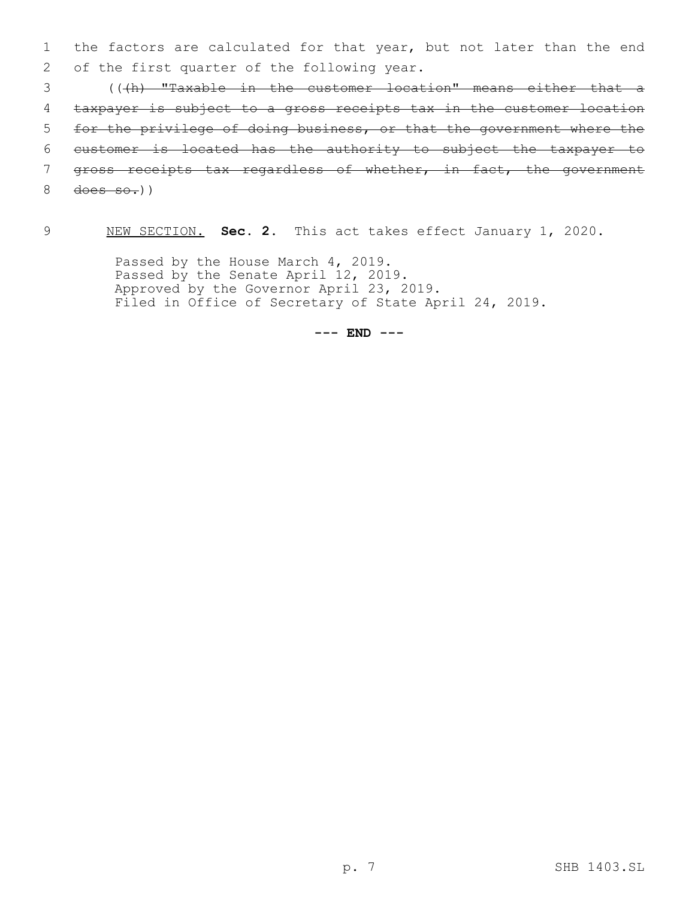the factors are calculated for that year, but not later than the end of the first quarter of the following year.

~~((h) "Taxable in the customer location" means either that a taxpayer is subject to a gross receipts tax in the customer location for the privilege of doing business, or that the government where the customer is located has the authority to subject the taxpayer to gross receipts tax regardless of whether, in fact, the government does so.)~~)

NEW SECTION. **Sec. 2.** This act takes effect January 1, 2020.

Passed by the House March 4, 2019.
Passed by the Senate April 12, 2019.
Approved by the Governor April 23, 2019.
Filed in Office of Secretary of State April 24, 2019.

**--- END ---**